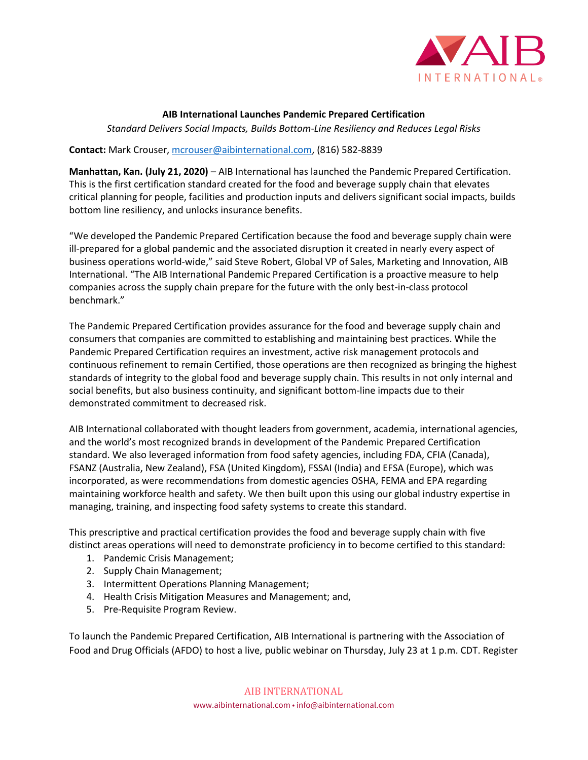**AIB International Launches Pandemic Prepared Certification**

*Standard Delivers Social Impacts, Builds Bottom-Line Resiliency and Reduces Legal Risks*

**Contact:** Mark Crouser, mcrouser@aibinternational.com, (816) 582-8839

**Manhattan, Kan. (July 21, 2020)** – AIB International has launched the Pandemic Prepared Certification. This is the first certification standard created for the food and beverage supply chain that elevates critical planning for people, facilities and production inputs and delivers significant social impacts, builds bottom line resiliency, and unlocks insurance benefits.

"We developed the Pandemic Prepared Certification because the food and beverage supply chain were ill-prepared for a global pandemic and the associated disruption it created in nearly every aspect of business operations world-wide," said Steve Robert, Global VP of Sales, Marketing and Innovation, AIB International. "The AIB International Pandemic Prepared Certification is a proactive measure to help companies across the supply chain prepare for the future with the only best-in-class protocol benchmark."

The Pandemic Prepared Certification provides assurance for the food and beverage supply chain and consumers that companies are committed to establishing and maintaining best practices. While the Pandemic Prepared Certification requires an investment, active risk management protocols and continuous refinement to remain Certified, those operations are then recognized as bringing the highest standards of integrity to the global food and beverage supply chain. This results in not only internal and social benefits, but also business continuity, and significant bottom-line impacts due to their demonstrated commitment to decreased risk.

AIB International collaborated with thought leaders from government, academia, international agencies, and the world's most recognized brands in development of the Pandemic Prepared Certification standard. We also leveraged information from food safety agencies, including FDA, CFIA (Canada), FSANZ (Australia, New Zealand), FSA (United Kingdom), FSSAI (India) and EFSA (Europe), which was incorporated, as were recommendations from domestic agencies OSHA, FEMA and EPA regarding maintaining workforce health and safety. We then built upon this using our global industry expertise in managing, training, and inspecting food safety systems to create this standard.

This prescriptive and practical certification provides the food and beverage supply chain with five distinct areas operations will need to demonstrate proficiency in to become certified to this standard:

1. Pandemic Crisis Management;
2. Supply Chain Management;
3. Intermittent Operations Planning Management;
4. Health Crisis Mitigation Measures and Management; and,
5. Pre-Requisite Program Review.

To launch the Pandemic Prepared Certification, AIB International is partnering with the Association of Food and Drug Officials (AFDO) to host a live, public webinar on Thursday, July 23 at 1 p.m. CDT. Register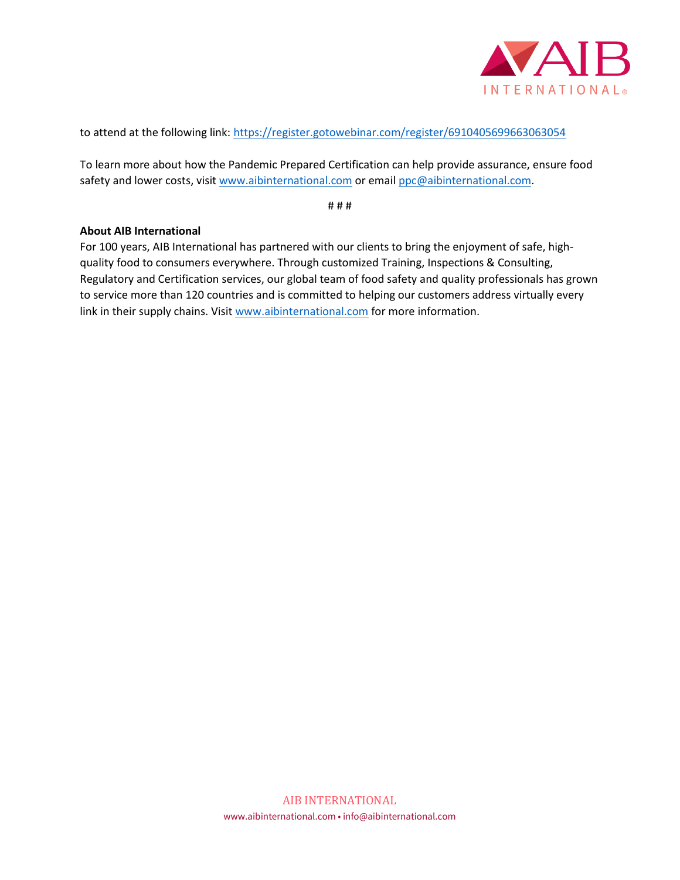to attend at the following link: https://register.gotowebinar.com/register/6910405699663063054

To learn more about how the Pandemic Prepared Certification can help provide assurance, ensure food safety and lower costs, visit www.aibinternational.com or email ppc@aibinternational.com.

# # #

**About AIB International**

For 100 years, AIB International has partnered with our clients to bring the enjoyment of safe, high-quality food to consumers everywhere. Through customized Training, Inspections & Consulting, Regulatory and Certification services, our global team of food safety and quality professionals has grown to service more than 120 countries and is committed to helping our customers address virtually every link in their supply chains. Visit www.aibinternational.com for more information.